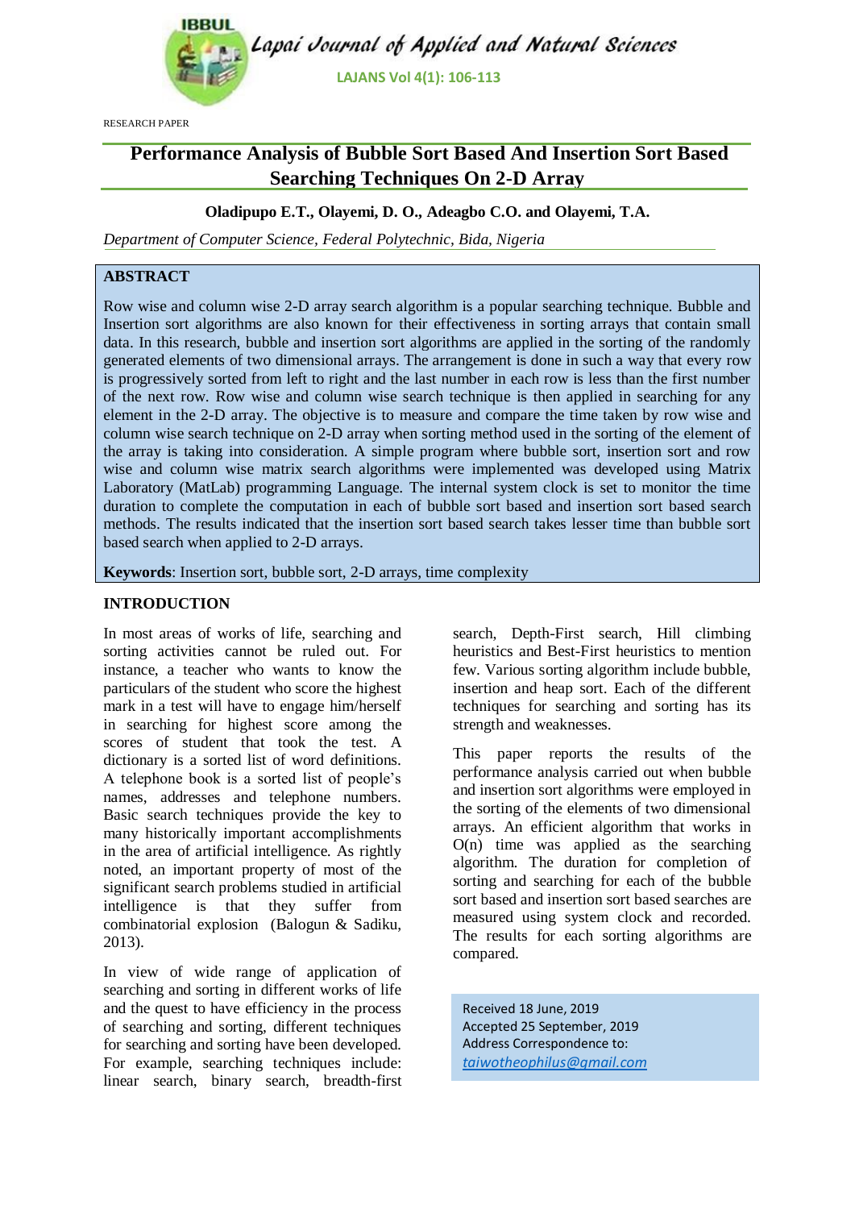RESEARCH PAPER

# Performance Analysis of Bubble Sort Based And Insertion Sort Based Searching Techniques On 2-D Array

**Oladipupo E.T., Olayemi, D. O., Adeagbo C.O. and Olayemi, T.A.**

*Department of Computer Science, Federal Polytechnic, Bida, Nigeria*

## ABSTRACT

Row wise and column wise 2-D array search algorithm is a popular searching technique. Bubble and Insertion sort algorithms are also known for their effectiveness in sorting arrays that contain small data. In this research, bubble and insertion sort algorithms are applied in the sorting of the randomly generated elements of two dimensional arrays. The arrangement is done in such a way that every row is progressively sorted from left to right and the last number in each row is less than the first number of the next row. Row wise and column wise search technique is then applied in searching for any element in the 2-D array. The objective is to measure and compare the time taken by row wise and column wise search technique on 2-D array when sorting method used in the sorting of the element of the array is taking into consideration. A simple program where bubble sort, insertion sort and row wise and column wise matrix search algorithms were implemented was developed using Matrix Laboratory (MatLab) programming Language. The internal system clock is set to monitor the time duration to complete the computation in each of bubble sort based and insertion sort based search methods. The results indicated that the insertion sort based search takes lesser time than bubble sort based search when applied to 2-D arrays.

**Keywords**: Insertion sort, bubble sort, 2-D arrays, time complexity

## INTRODUCTION

In most areas of works of life, searching and sorting activities cannot be ruled out. For instance, a teacher who wants to know the particulars of the student who score the highest mark in a test will have to engage him/herself in searching for highest score among the scores of student that took the test. A dictionary is a sorted list of word definitions. A telephone book is a sorted list of people's names, addresses and telephone numbers. Basic search techniques provide the key to many historically important accomplishments in the area of artificial intelligence. As rightly noted, an important property of most of the significant search problems studied in artificial intelligence is that they suffer from combinatorial explosion (Balogun & Sadiku, 2013).

In view of wide range of application of searching and sorting in different works of life and the quest to have efficiency in the process of searching and sorting, different techniques for searching and sorting have been developed. For example, searching techniques include: linear search, binary search, breadth-first search, Depth-First search, Hill climbing heuristics and Best-First heuristics to mention few. Various sorting algorithm include bubble, insertion and heap sort. Each of the different techniques for searching and sorting has its strength and weaknesses.

This paper reports the results of the performance analysis carried out when bubble and insertion sort algorithms were employed in the sorting of the elements of two dimensional arrays. An efficient algorithm that works in O(n) time was applied as the searching algorithm. The duration for completion of sorting and searching for each of the bubble sort based and insertion sort based searches are measured using system clock and recorded. The results for each sorting algorithms are compared.

Received 18 June, 2019
Accepted 25 September, 2019
Address Correspondence to:
*taiwotheophilus@gmail.com*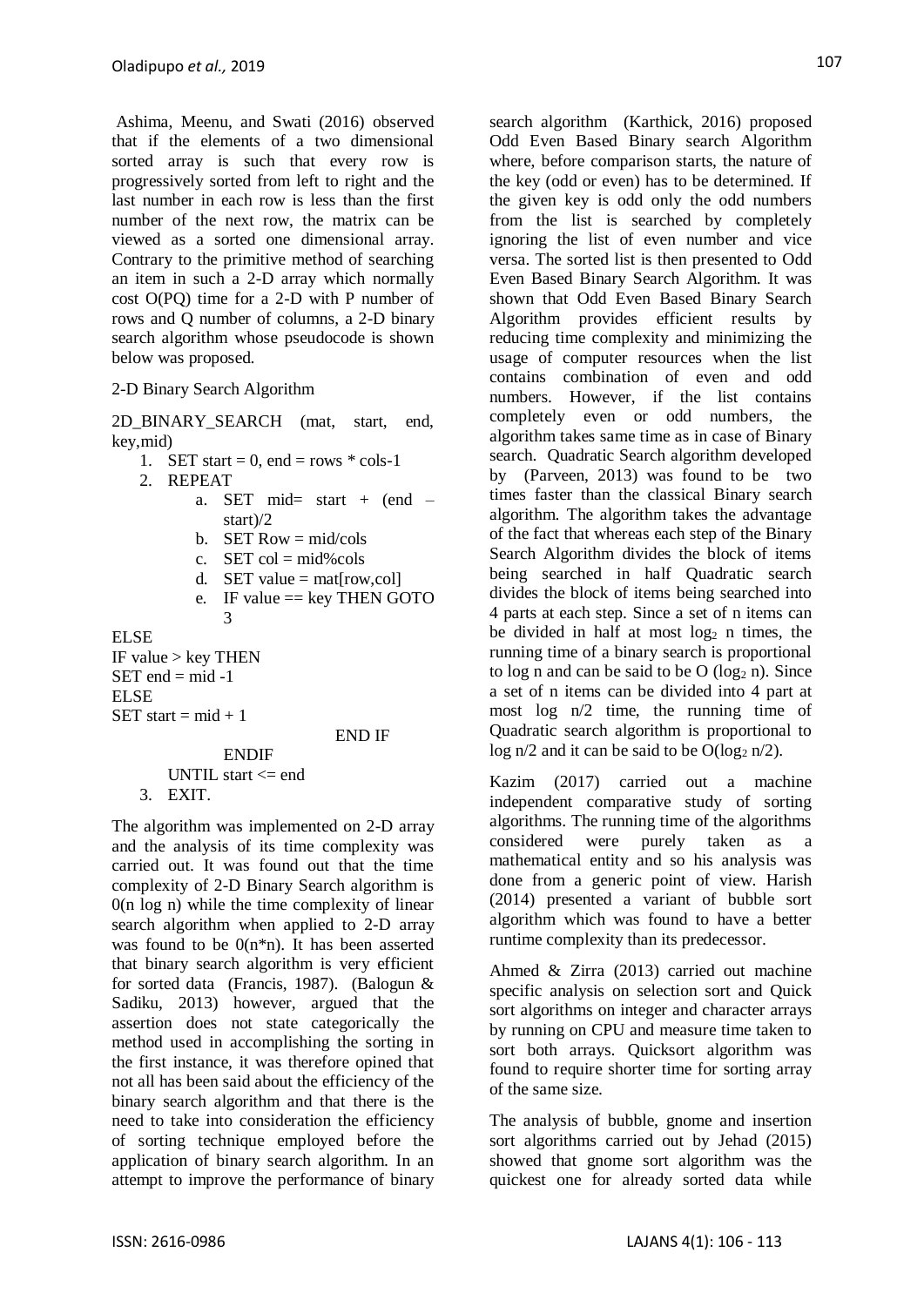Ashima, Meenu, and Swati (2016) observed that if the elements of a two dimensional sorted array is such that every row is progressively sorted from left to right and the last number in each row is less than the first number of the next row, the matrix can be viewed as a sorted one dimensional array. Contrary to the primitive method of searching an item in such a 2-D array which normally cost O(PQ) time for a 2-D with P number of rows and Q number of columns, a 2-D binary search algorithm whose pseudocode is shown below was proposed.

2-D Binary Search Algorithm

```
2D_BINARY_SEARCH (mat, start, end, key,mid)
    1. SET start = 0, end = rows * cols-1
    2. REPEAT
        a. SET mid= start + (end – start)/2
        b. SET Row = mid/cols
        c. SET col = mid%cols
        d. SET value = mat[row,col]
        e. IF value == key THEN GOTO 3
ELSE
IF value > key THEN
SET end = mid -1
ELSE
SET start = mid + 1
                    END IF
            ENDIF
        UNTIL start <= end
    3. EXIT.
```

The algorithm was implemented on 2-D array and the analysis of its time complexity was carried out. It was found out that the time complexity of 2-D Binary Search algorithm is 0(n log n) while the time complexity of linear search algorithm when applied to 2-D array was found to be 0(n*n). It has been asserted that binary search algorithm is very efficient for sorted data (Francis, 1987). (Balogun & Sadiku, 2013) however, argued that the assertion does not state categorically the method used in accomplishing the sorting in the first instance, it was therefore opined that not all has been said about the efficiency of the binary search algorithm and that there is the need to take into consideration the efficiency of sorting technique employed before the application of binary search algorithm. In an attempt to improve the performance of binary search algorithm (Karthick, 2016) proposed Odd Even Based Binary search Algorithm where, before comparison starts, the nature of the key (odd or even) has to be determined. If the given key is odd only the odd numbers from the list is searched by completely ignoring the list of even number and vice versa. The sorted list is then presented to Odd Even Based Binary Search Algorithm. It was shown that Odd Even Based Binary Search Algorithm provides efficient results by reducing time complexity and minimizing the usage of computer resources when the list contains combination of even and odd numbers. However, if the list contains completely even or odd numbers, the algorithm takes same time as in case of Binary search. Quadratic Search algorithm developed by (Parveen, 2013) was found to be two times faster than the classical Binary search algorithm. The algorithm takes the advantage of the fact that whereas each step of the Binary Search Algorithm divides the block of items being searched in half Quadratic search divides the block of items being searched into 4 parts at each step. Since a set of n items can be divided in half at most $\log_2 n$ times, the running time of a binary search is proportional to log n and can be said to be O ($\log_2 n$). Since a set of n items can be divided into 4 part at most log n/2 time, the running time of Quadratic search algorithm is proportional to log n/2 and it can be said to be O($\log_2 n/2$).

Kazim (2017) carried out a machine independent comparative study of sorting algorithms. The running time of the algorithms considered were purely taken as a mathematical entity and so his analysis was done from a generic point of view. Harish (2014) presented a variant of bubble sort algorithm which was found to have a better runtime complexity than its predecessor.

Ahmed & Zirra (2013) carried out machine specific analysis on selection sort and Quick sort algorithms on integer and character arrays by running on CPU and measure time taken to sort both arrays. Quicksort algorithm was found to require shorter time for sorting array of the same size.

The analysis of bubble, gnome and insertion sort algorithms carried out by Jehad (2015) showed that gnome sort algorithm was the quickest one for already sorted data while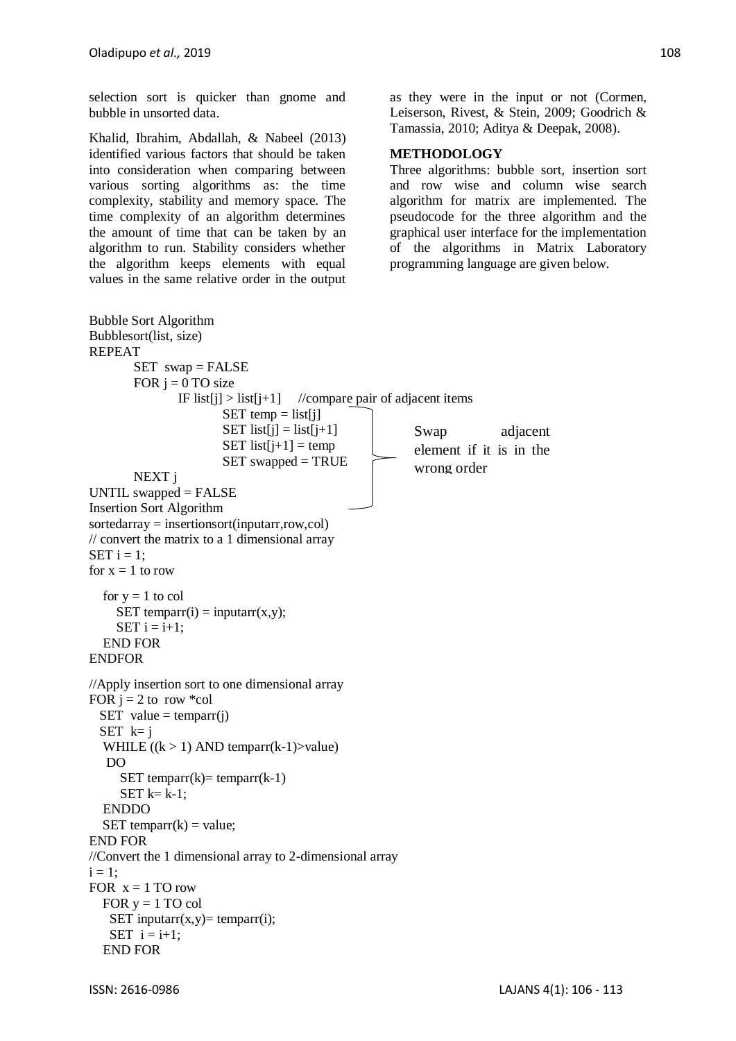selection sort is quicker than gnome and bubble in unsorted data.

Khalid, Ibrahim, Abdallah, & Nabeel (2013) identified various factors that should be taken into consideration when comparing between various sorting algorithms as: the time complexity, stability and memory space. The time complexity of an algorithm determines the amount of time that can be taken by an algorithm to run. Stability considers whether the algorithm keeps elements with equal values in the same relative order in the output as they were in the input or not (Cormen, Leiserson, Rivest, & Stein, 2009; Goodrich & Tamassia, 2010; Aditya & Deepak, 2008).

## METHODOLOGY

Three algorithms: bubble sort, insertion sort and row wise and column wise search algorithm for matrix are implemented. The pseudocode for the three algorithm and the graphical user interface for the implementation of the algorithms in Matrix Laboratory programming language are given below.

```
Bubble Sort Algorithm
Bubblesort(list, size)
REPEAT
        SET swap = FALSE
        FOR j = 0 TO size
                IF list[j] > list[j+1]     //compare pair of adjacent items
                        SET temp = list[j]
                        SET list[j] = list[j+1]
                        SET list[j+1] = temp
                        SET swapped = TRUE
        NEXT j
UNTIL swapped = FALSE
```

(Swap adjacent element if it is in the wrong order)

```
Insertion Sort Algorithm
sortedarray = insertionsort(inputarr,row,col)
// convert the matrix to a 1 dimensional array
SET i = 1;
for x = 1 to row
   for y = 1 to col
      SET temparr(i) = inputarr(x,y);
      SET i = i+1;
   END FOR
ENDFOR
//Apply insertion sort to one dimensional array
FOR j = 2 to  row *col
   SET  value = temparr(j)
   SET  k= j
   WHILE ((k > 1) AND temparr(k-1)>value)
    DO
      SET temparr(k)= temparr(k-1)
      SET k= k-1;
   ENDDO
   SET temparr(k) = value;
END FOR
//Convert the 1 dimensional array to 2-dimensional array
i = 1;
FOR  x = 1 TO row
   FOR y = 1 TO col
     SET inputarr(x,y)= temparr(i);
     SET  i = i+1;
   END FOR
```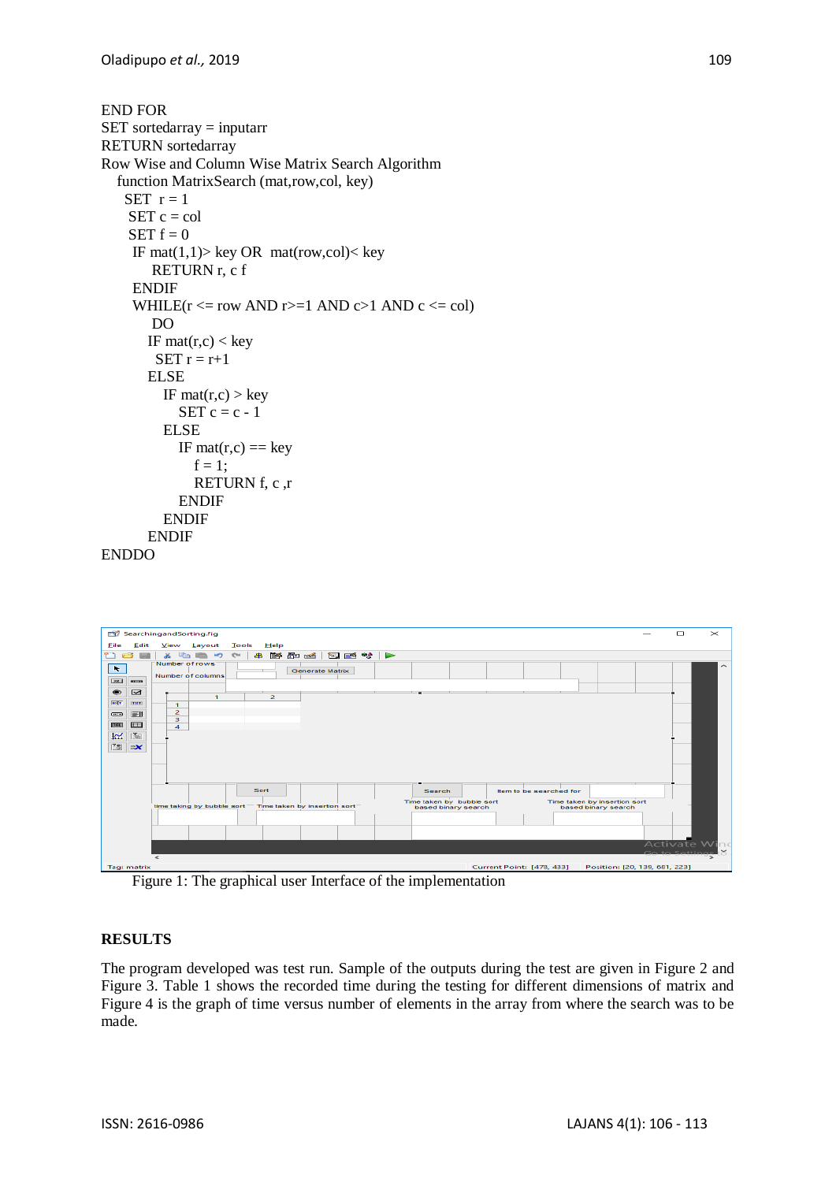```
END FOR
SET sortedarray = inputarr
RETURN sortedarray
Row Wise and Column Wise Matrix Search Algorithm
   function MatrixSearch (mat,row,col, key)
      SET  r = 1
       SET c = col
       SET f = 0
        IF mat(1,1)> key OR  mat(row,col)< key
              RETURN r, c f
        ENDIF
        WHILE(r <= row AND r>=1 AND c>1 AND c <= col)
              DO
           IF mat(r,c) < key
              SET r = r+1
           ELSE
                IF mat(r,c) > key
                   SET c = c - 1
                ELSE
                   IF mat(r,c) == key
                       f = 1;
                       RETURN f, c ,r
                   ENDIF
                ENDIF
           ENDIF
ENDDO
```

Figure 1: The graphical user Interface of the implementation

## RESULTS

The program developed was test run. Sample of the outputs during the test are given in Figure 2 and Figure 3. Table 1 shows the recorded time during the testing for different dimensions of matrix and Figure 4 is the graph of time versus number of elements in the array from where the search was to be made.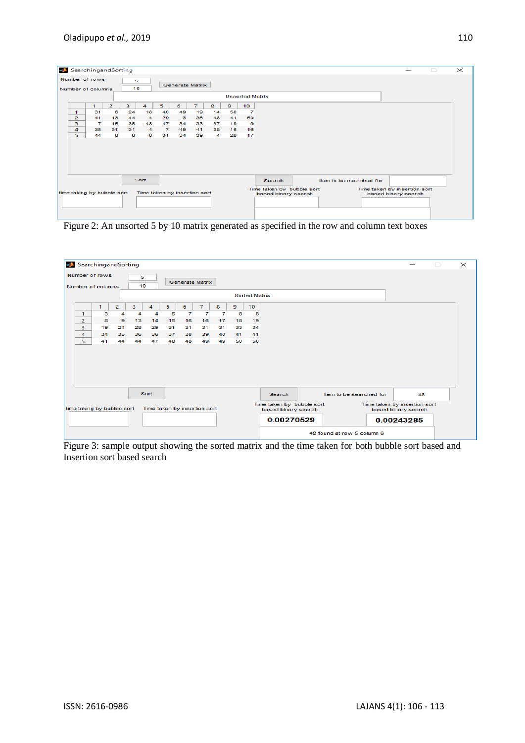| | 1 | 2 | 3 | 4 | 5 | 6 | 7 | 8 | 9 | 10 |
|---|---|---|---|---|---|---|---|---|---|---|
| 1 | 31 | 6 | 24 | 18 | 40 | 49 | 19 | 14 | 50 | 7 |
| 2 | 41 | 13 | 44 | 4 | 29 | 3 | 36 | 48 | 41 | 50 |
| 3 | 7 | 15 | 36 | 48 | 47 | 34 | 33 | 37 | 19 | 9 |
| 4 | 35 | 31 | 31 | 4 | 7 | 49 | 41 | 38 | 16 | 16 |
| 5 | 44 | 8 | 8 | 8 | 31 | 34 | 39 | 4 | 28 | 17 |

Figure 2: An unsorted 5 by 10 matrix generated as specified in the row and column text boxes

| | 1 | 2 | 3 | 4 | 5 | 6 | 7 | 8 | 9 | 10 |
|---|---|---|---|---|---|---|---|---|---|---|
| 1 | 3 | 4 | 4 | 4 | 6 | 7 | 7 | 7 | 8 | 8 |
| 2 | 8 | 9 | 13 | 14 | 15 | 16 | 16 | 17 | 18 | 19 |
| 3 | 19 | 24 | 28 | 29 | 31 | 31 | 31 | 31 | 33 | 34 |
| 4 | 34 | 35 | 36 | 36 | 37 | 38 | 39 | 40 | 41 | 41 |
| 5 | 41 | 44 | 44 | 47 | 48 | 48 | 49 | 49 | 50 | 50 |

Figure 3: sample output showing the sorted matrix and the time taken for both bubble sort based and Insertion sort based search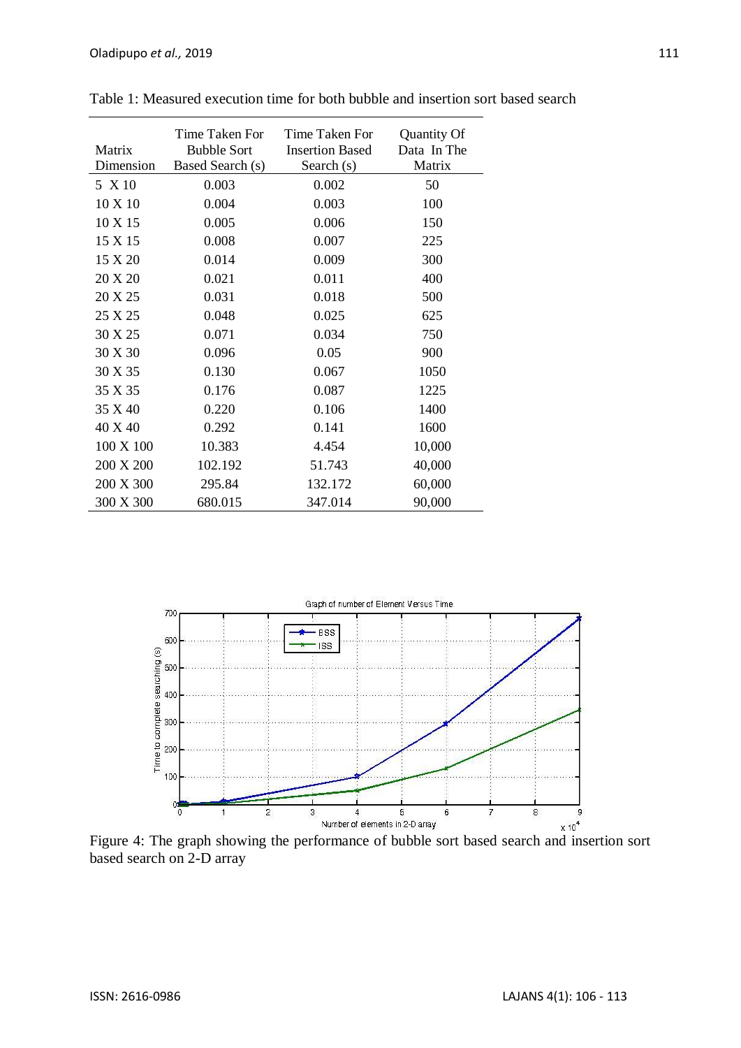Table 1: Measured execution time for both bubble and insertion sort based search

| Matrix Dimension | Time Taken For Bubble Sort Based Search (s) | Time Taken For Insertion Based Search (s) | Quantity Of Data In The Matrix |
|---|---|---|---|
| 5 X 10 | 0.003 | 0.002 | 50 |
| 10 X 10 | 0.004 | 0.003 | 100 |
| 10 X 15 | 0.005 | 0.006 | 150 |
| 15 X 15 | 0.008 | 0.007 | 225 |
| 15 X 20 | 0.014 | 0.009 | 300 |
| 20 X 20 | 0.021 | 0.011 | 400 |
| 20 X 25 | 0.031 | 0.018 | 500 |
| 25 X 25 | 0.048 | 0.025 | 625 |
| 30 X 25 | 0.071 | 0.034 | 750 |
| 30 X 30 | 0.096 | 0.05 | 900 |
| 30 X 35 | 0.130 | 0.067 | 1050 |
| 35 X 35 | 0.176 | 0.087 | 1225 |
| 35 X 40 | 0.220 | 0.106 | 1400 |
| 40 X 40 | 0.292 | 0.141 | 1600 |
| 100 X 100 | 10.383 | 4.454 | 10,000 |
| 200 X 200 | 102.192 | 51.743 | 40,000 |
| 200 X 300 | 295.84 | 132.172 | 60,000 |
| 300 X 300 | 680.015 | 347.014 | 90,000 |

Figure 4: The graph showing the performance of bubble sort based search and insertion sort based search on 2-D array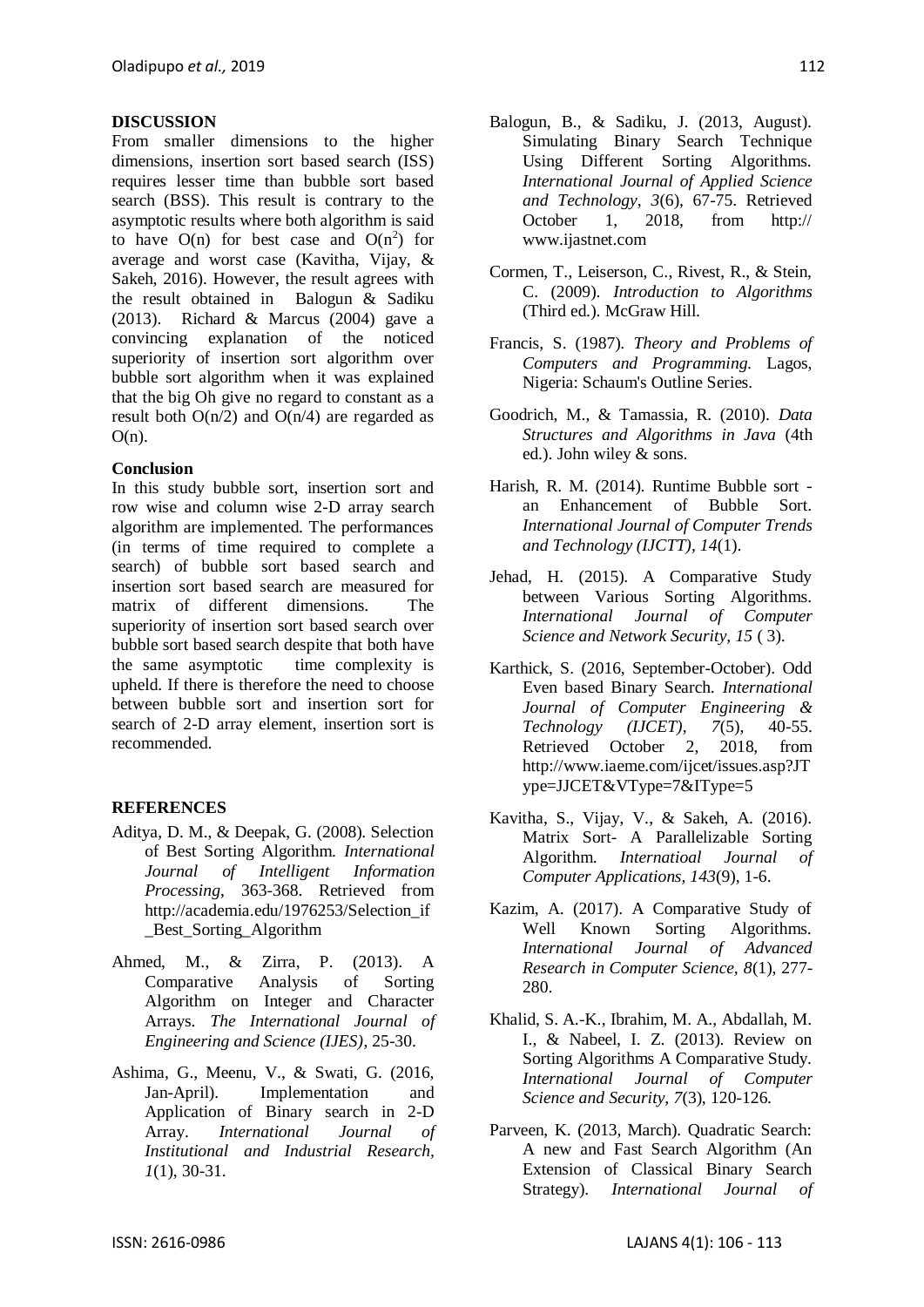## DISCUSSION

From smaller dimensions to the higher dimensions, insertion sort based search (ISS) requires lesser time than bubble sort based search (BSS). This result is contrary to the asymptotic results where both algorithm is said to have $O(n)$ for best case and $O(n^2)$ for average and worst case (Kavitha, Vijay, & Sakeh, 2016). However, the result agrees with the result obtained in Balogun & Sadiku (2013). Richard & Marcus (2004) gave a convincing explanation of the noticed superiority of insertion sort algorithm over bubble sort algorithm when it was explained that the big Oh give no regard to constant as a result both $O(n/2)$ and $O(n/4)$ are regarded as $O(n)$.

### Conclusion

In this study bubble sort, insertion sort and row wise and column wise 2-D array search algorithm are implemented. The performances (in terms of time required to complete a search) of bubble sort based search and insertion sort based search are measured for matrix of different dimensions. The superiority of insertion sort based search over bubble sort based search despite that both have the same asymptotic time complexity is upheld. If there is therefore the need to choose between bubble sort and insertion sort for search of 2-D array element, insertion sort is recommended.

## REFERENCES

Aditya, D. M., & Deepak, G. (2008). Selection of Best Sorting Algorithm. *International Journal of Intelligent Information Processing*, 363-368. Retrieved from http://academia.edu/1976253/Selection_if_Best_Sorting_Algorithm

Ahmed, M., & Zirra, P. (2013). A Comparative Analysis of Sorting Algorithm on Integer and Character Arrays. *The International Journal of Engineering and Science (IJES)*, 25-30.

Ashima, G., Meenu, V., & Swati, G. (2016, Jan-April). Implementation and Application of Binary search in 2-D Array. *International Journal of Institutional and Industrial Research, 1*(1), 30-31.

Balogun, B., & Sadiku, J. (2013, August). Simulating Binary Search Technique Using Different Sorting Algorithms. *International Journal of Applied Science and Technology, 3*(6), 67-75. Retrieved October 1, 2018, from http:// www.ijastnet.com

Cormen, T., Leiserson, C., Rivest, R., & Stein, C. (2009). *Introduction to Algorithms* (Third ed.). McGraw Hill.

Francis, S. (1987). *Theory and Problems of Computers and Programming.* Lagos, Nigeria: Schaum's Outline Series.

Goodrich, M., & Tamassia, R. (2010). *Data Structures and Algorithms in Java* (4th ed.). John wiley & sons.

Harish, R. M. (2014). Runtime Bubble sort - an Enhancement of Bubble Sort. *International Journal of Computer Trends and Technology (IJCTT), 14*(1).

Jehad, H. (2015). A Comparative Study between Various Sorting Algorithms. *International Journal of Computer Science and Network Security, 15* ( 3).

Karthick, S. (2016, September-October). Odd Even based Binary Search. *International Journal of Computer Engineering & Technology (IJCET), 7*(5), 40-55. Retrieved October 2, 2018, from http://www.iaeme.com/ijcet/issues.asp?JType=JJCET&VType=7&IType=5

Kavitha, S., Vijay, V., & Sakeh, A. (2016). Matrix Sort- A Parallelizable Sorting Algorithm. *Internatioal Journal of Computer Applications, 143*(9), 1-6.

Kazim, A. (2017). A Comparative Study of Well Known Sorting Algorithms. *International Journal of Advanced Research in Computer Science, 8*(1), 277-280.

Khalid, S. A.-K., Ibrahim, M. A., Abdallah, M. I., & Nabeel, I. Z. (2013). Review on Sorting Algorithms A Comparative Study. *International Journal of Computer Science and Security, 7*(3), 120-126.

Parveen, K. (2013, March). Quadratic Search: A new and Fast Search Algorithm (An Extension of Classical Binary Search Strategy). *International Journal of*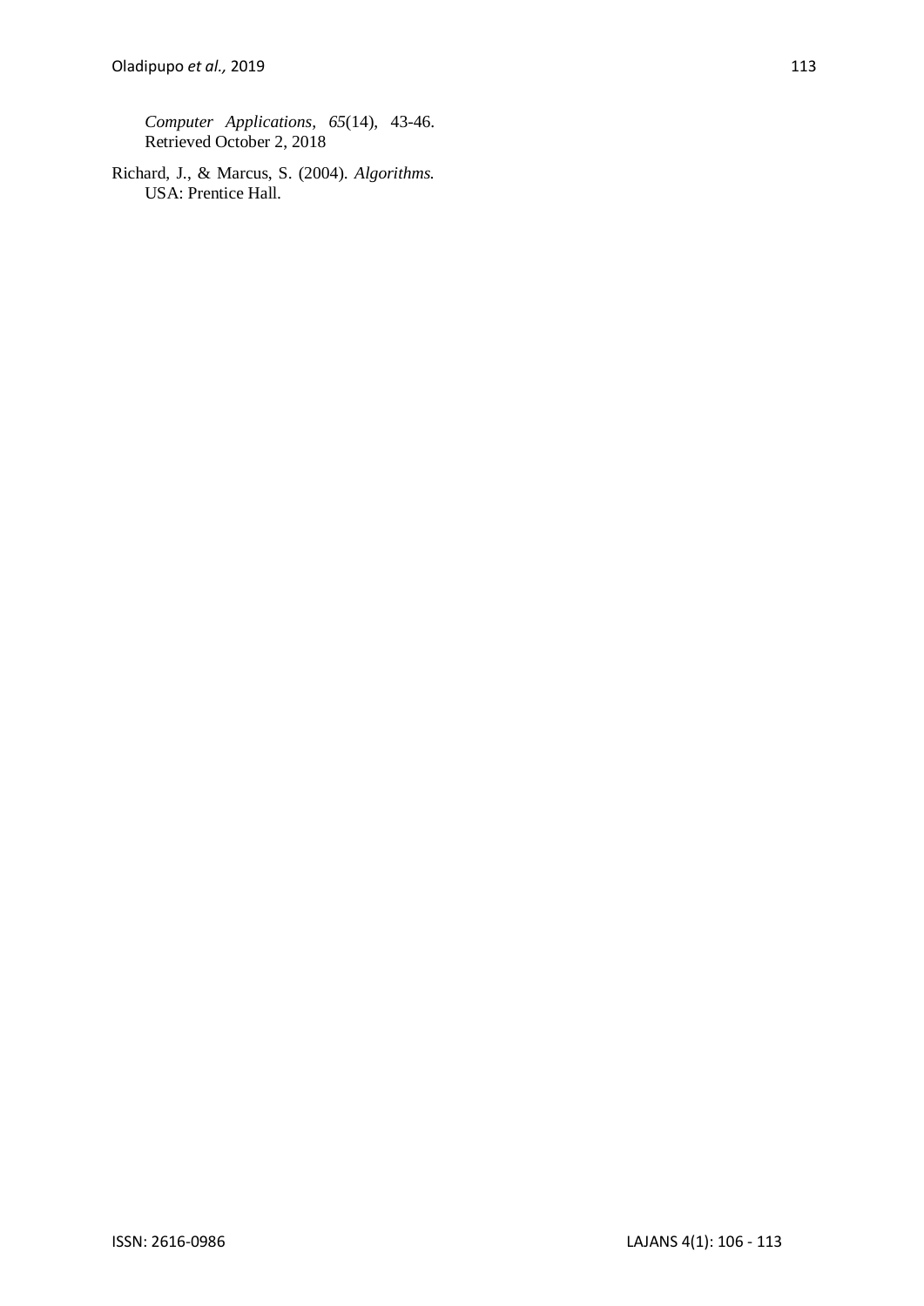*Computer Applications, 65*(14), 43-46. Retrieved October 2, 2018

Richard, J., & Marcus, S. (2004). *Algorithms.* USA: Prentice Hall.